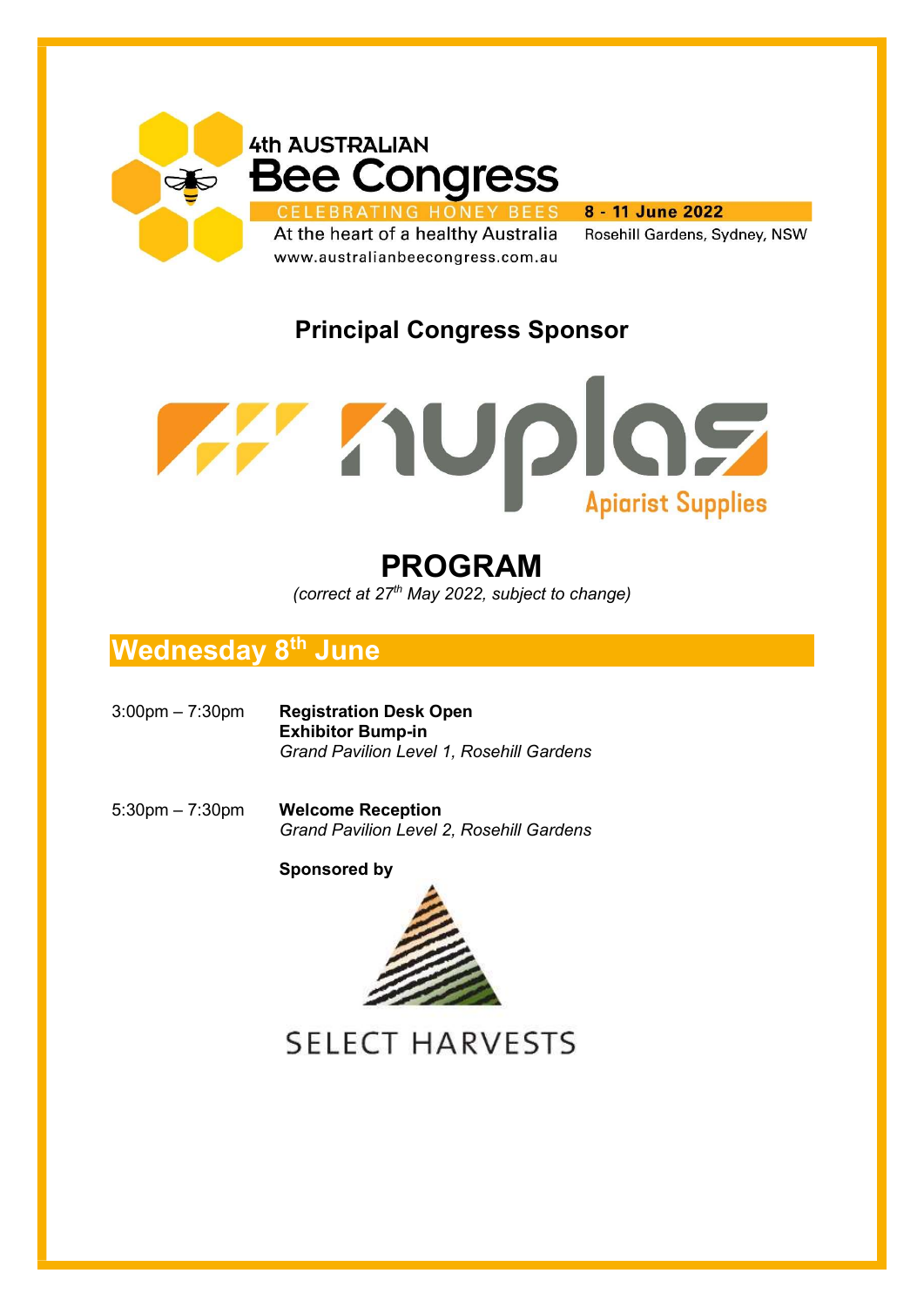4th AUSTRALIAN

# Bee Congress

CELEBRATING HONEY BEES

At the heart of a healthy Australia

www.australianbeecongress.com.au

**8 - 11 June 2022**

Rosehill Gardens, Sydney, NSW

## Principal Congress Sponsor

nuplas Apiarist Supplies

# PROGRAM

*(correct at 27th May 2022, subject to change)*

## Wednesday 8th June

3:00pm – 7:30pm **Registration Desk Open**
**Exhibitor Bump-in**
*Grand Pavilion Level 1, Rosehill Gardens*

5:30pm – 7:30pm **Welcome Reception**
*Grand Pavilion Level 2, Rosehill Gardens*

**Sponsored by**

SELECT HARVESTS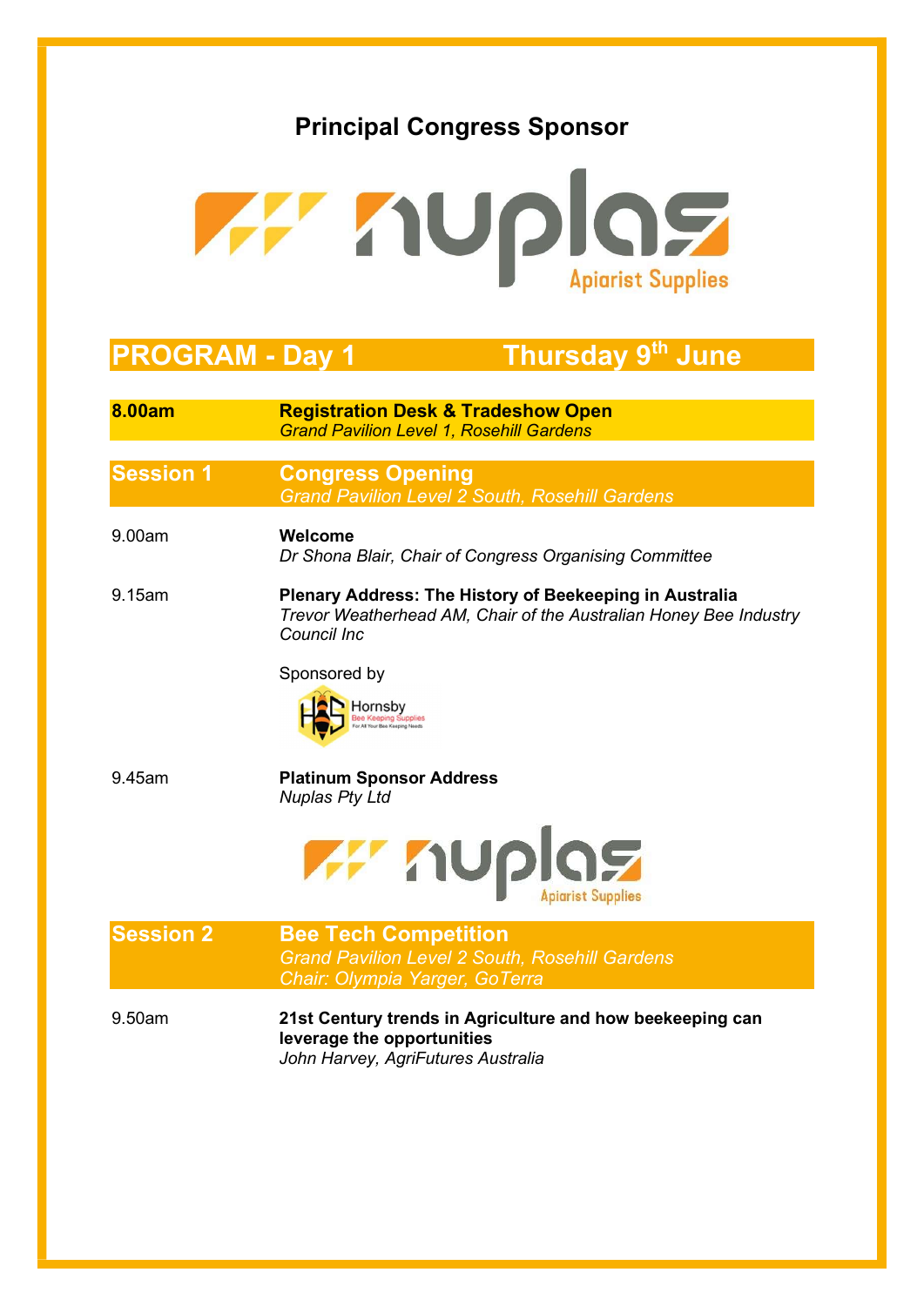## Principal Congress Sponsor

nuplas Apiarist Supplies

# PROGRAM - Day 1 Thursday 9th June

**8.00am** **Registration Desk & Tradeshow Open**
*Grand Pavilion Level 1, Rosehill Gardens*

## Session 1 Congress Opening

*Grand Pavilion Level 2 South, Rosehill Gardens*

9.00am **Welcome**
*Dr Shona Blair, Chair of Congress Organising Committee*

9.15am **Plenary Address: The History of Beekeeping in Australia**
*Trevor Weatherhead AM, Chair of the Australian Honey Bee Industry Council Inc*

Sponsored by

Hornsby Bee Keeping Supplies – For All Your Bee Keeping Needs

9.45am **Platinum Sponsor Address**
*Nuplas Pty Ltd*

nuplas Apiarist Supplies

## Session 2 Bee Tech Competition

*Grand Pavilion Level 2 South, Rosehill Gardens*
*Chair: Olympia Yarger, GoTerra*

9.50am **21st Century trends in Agriculture and how beekeeping can leverage the opportunities**
*John Harvey, AgriFutures Australia*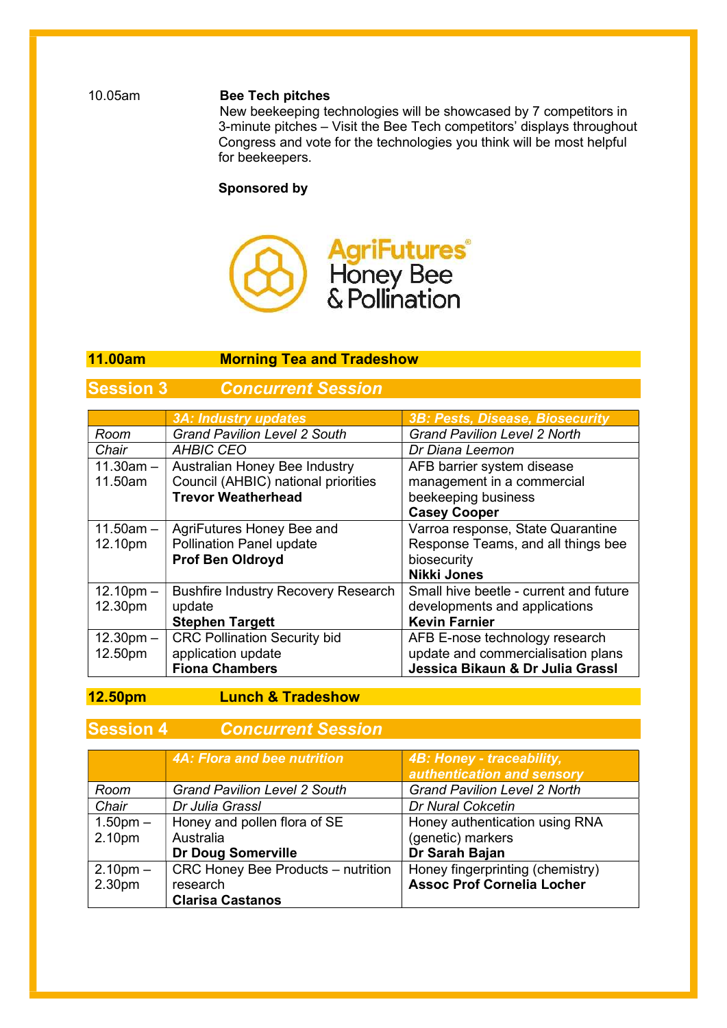10.05am **Bee Tech pitches**

New beekeeping technologies will be showcased by 7 competitors in 3-minute pitches – Visit the Bee Tech competitors' displays throughout Congress and vote for the technologies you think will be most helpful for beekeepers.

**Sponsored by**

AgriFutures® Honey Bee & Pollination

**11.00am Morning Tea and Tradeshow**

## Session 3 *Concurrent Session*

| | *3A: Industry updates* | *3B: Pests, Disease, Biosecurity* |
|---|---|---|
| *Room* | *Grand Pavilion Level 2 South* | *Grand Pavilion Level 2 North* |
| *Chair* | *AHBIC CEO* | *Dr Diana Leemon* |
| 11.30am – 11.50am | Australian Honey Bee Industry Council (AHBIC) national priorities **Trevor Weatherhead** | AFB barrier system disease management in a commercial beekeeping business **Casey Cooper** |
| 11.50am – 12.10pm | AgriFutures Honey Bee and Pollination Panel update **Prof Ben Oldroyd** | Varroa response, State Quarantine Response Teams, and all things bee biosecurity **Nikki Jones** |
| 12.10pm – 12.30pm | Bushfire Industry Recovery Research update **Stephen Targett** | Small hive beetle - current and future developments and applications **Kevin Farnier** |
| 12.30pm – 12.50pm | CRC Pollination Security bid application update **Fiona Chambers** | AFB E-nose technology research update and commercialisation plans **Jessica Bikaun & Dr Julia Grassl** |

**12.50pm Lunch & Tradeshow**

## Session 4 *Concurrent Session*

| | *4A: Flora and bee nutrition* | *4B: Honey - traceability, authentication and sensory* |
|---|---|---|
| *Room* | *Grand Pavilion Level 2 South* | *Grand Pavilion Level 2 North* |
| *Chair* | *Dr Julia Grassl* | *Dr Nural Cokcetin* |
| 1.50pm – 2.10pm | Honey and pollen flora of SE Australia **Dr Doug Somerville** | Honey authentication using RNA (genetic) markers **Dr Sarah Bajan** |
| 2.10pm – 2.30pm | CRC Honey Bee Products – nutrition research **Clarisa Castanos** | Honey fingerprinting (chemistry) **Assoc Prof Cornelia Locher** |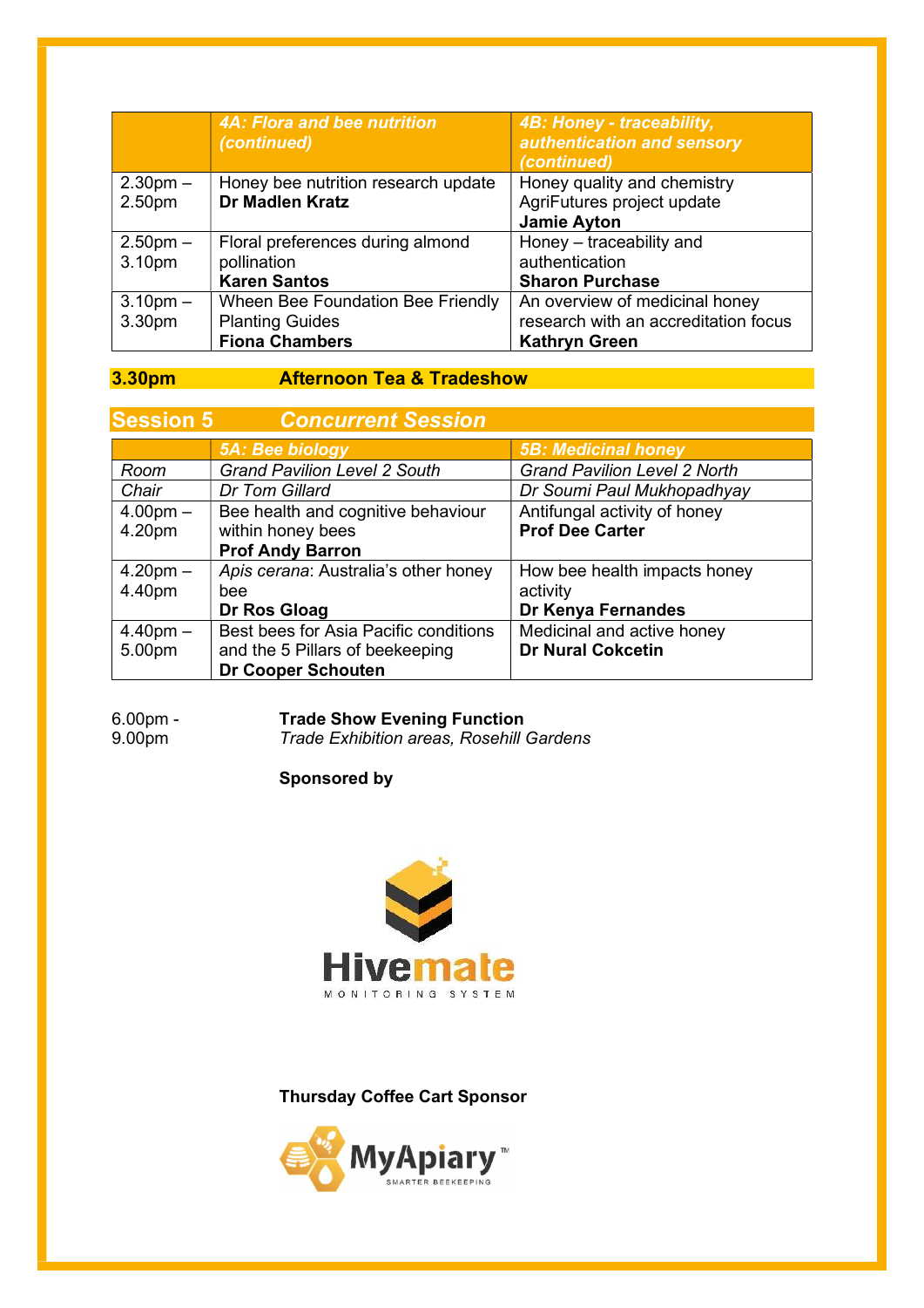| | *4A: Flora and bee nutrition (continued)* | *4B: Honey - traceability, authentication and sensory (continued)* |
|---|---|---|
| 2.30pm – 2.50pm | Honey bee nutrition research update **Dr Madlen Kratz** | Honey quality and chemistry AgriFutures project update **Jamie Ayton** |
| 2.50pm – 3.10pm | Floral preferences during almond pollination **Karen Santos** | Honey – traceability and authentication **Sharon Purchase** |
| 3.10pm – 3.30pm | Wheen Bee Foundation Bee Friendly Planting Guides **Fiona Chambers** | An overview of medicinal honey research with an accreditation focus **Kathryn Green** |

**3.30pm** **Afternoon Tea & Tradeshow**

## Session 5 *Concurrent Session*

| | *5A: Bee biology* | *5B: Medicinal honey* |
|---|---|---|
| *Room* | *Grand Pavilion Level 2 South* | *Grand Pavilion Level 2 North* |
| *Chair* | *Dr Tom Gillard* | *Dr Soumi Paul Mukhopadhyay* |
| 4.00pm – 4.20pm | Bee health and cognitive behaviour within honey bees **Prof Andy Barron** | Antifungal activity of honey **Prof Dee Carter** |
| 4.20pm – 4.40pm | *Apis cerana*: Australia's other honey bee **Dr Ros Gloag** | How bee health impacts honey activity **Dr Kenya Fernandes** |
| 4.40pm – 5.00pm | Best bees for Asia Pacific conditions and the 5 Pillars of beekeeping **Dr Cooper Schouten** | Medicinal and active honey **Dr Nural Cokcetin** |

6.00pm - 9.00pm **Trade Show Evening Function**
*Trade Exhibition areas, Rosehill Gardens*

**Sponsored by**

Hivemate
MONITORING SYSTEM

**Thursday Coffee Cart Sponsor**

MyApiary™
SMARTER BEEKEEPING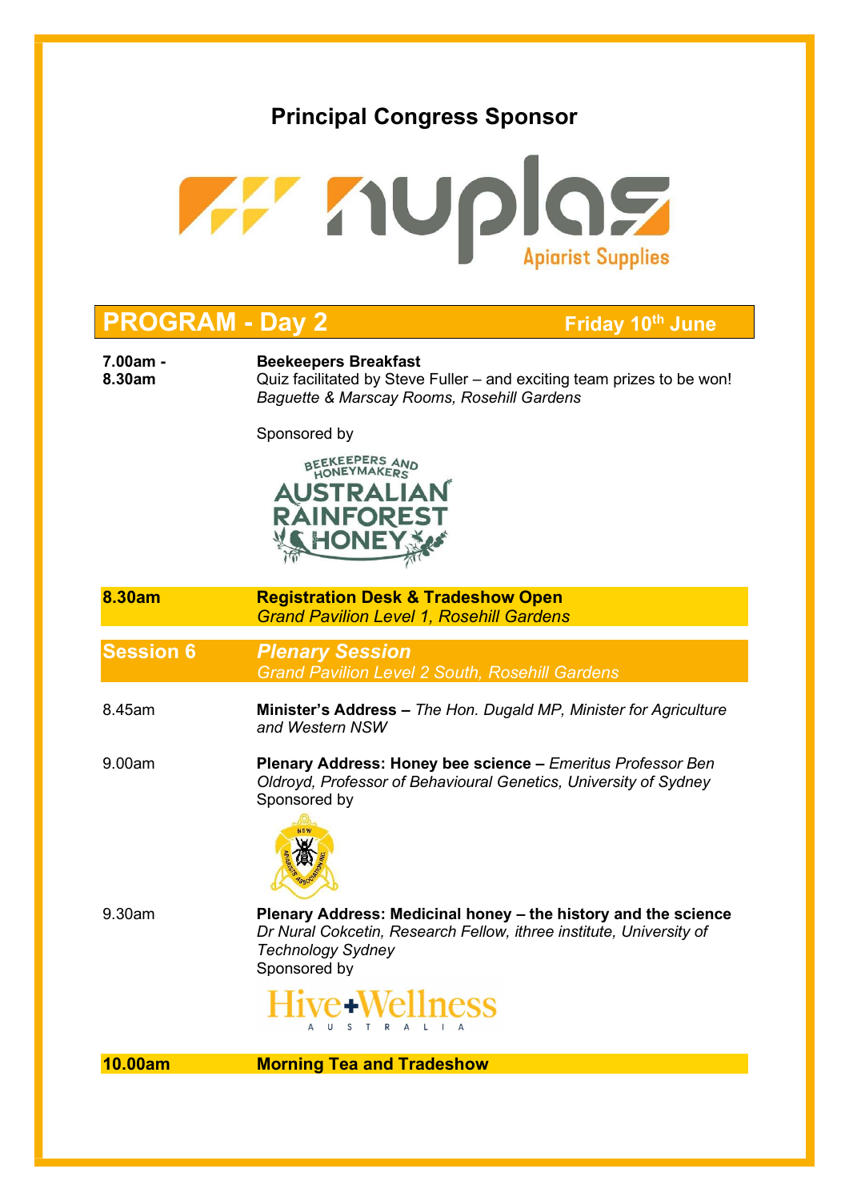## Principal Congress Sponsor

nuplas Apiarist Supplies

## PROGRAM - Day 2 — Friday 10th June

**7.00am - 8.30am** — **Beekeepers Breakfast**
Quiz facilitated by Steve Fuller – and exciting team prizes to be won!
*Baguette & Marscay Rooms, Rosehill Gardens*

Sponsored by

Beekeepers and Honeymakers Australian Rainforest Honey

**8.30am** — **Registration Desk & Tradeshow Open**
*Grand Pavilion Level 1, Rosehill Gardens*

### Session 6 — *Plenary Session*

*Grand Pavilion Level 2 South, Rosehill Gardens*

8.45am — **Minister's Address –** *The Hon. Dugald MP, Minister for Agriculture and Western NSW*

9.00am — **Plenary Address: Honey bee science –** *Emeritus Professor Ben Oldroyd, Professor of Behavioural Genetics, University of Sydney*
Sponsored by

NSW Apiarists' Association Inc.

9.30am — **Plenary Address: Medicinal honey – the history and the science**
*Dr Nural Cokcetin, Research Fellow, ithree institute, University of Technology Sydney*
Sponsored by

Hive+Wellness Australia

**10.00am** — **Morning Tea and Tradeshow**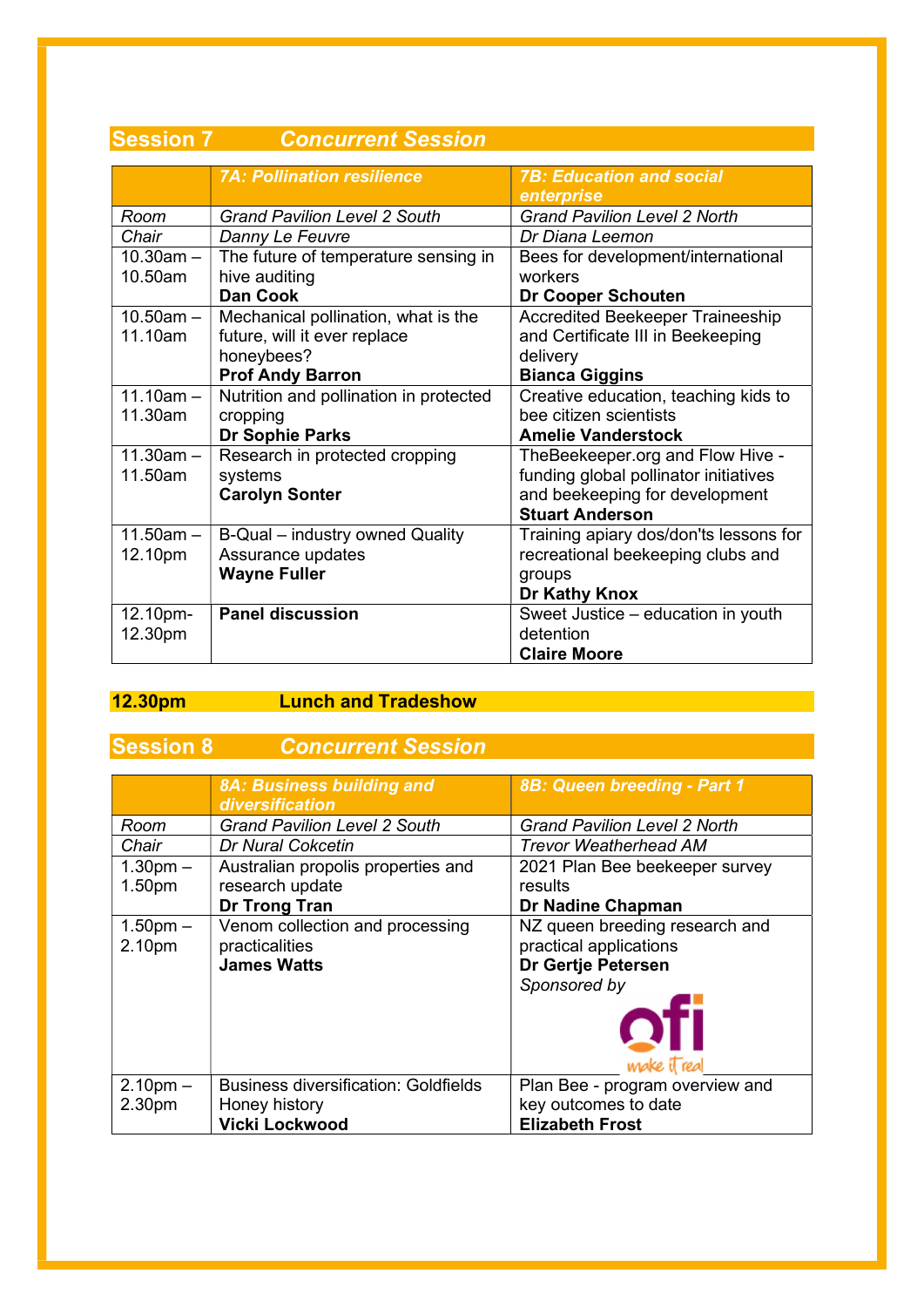## Session 7 *Concurrent Session*

| | *7A: Pollination resilience* | *7B: Education and social enterprise* |
|---|---|---|
| *Room* | *Grand Pavilion Level 2 South* | *Grand Pavilion Level 2 North* |
| *Chair* | *Danny Le Feuvre* | *Dr Diana Leemon* |
| 10.30am – 10.50am | The future of temperature sensing in hive auditing **Dan Cook** | Bees for development/international workers **Dr Cooper Schouten** |
| 10.50am – 11.10am | Mechanical pollination, what is the future, will it ever replace honeybees? **Prof Andy Barron** | Accredited Beekeeper Traineeship and Certificate III in Beekeeping delivery **Bianca Giggins** |
| 11.10am – 11.30am | Nutrition and pollination in protected cropping **Dr Sophie Parks** | Creative education, teaching kids to bee citizen scientists **Amelie Vanderstock** |
| 11.30am – 11.50am | Research in protected cropping systems **Carolyn Sonter** | TheBeekeeper.org and Flow Hive - funding global pollinator initiatives and beekeeping for development **Stuart Anderson** |
| 11.50am – 12.10pm | B-Qual – industry owned Quality Assurance updates **Wayne Fuller** | Training apiary dos/don'ts lessons for recreational beekeeping clubs and groups **Dr Kathy Knox** |
| 12.10pm-12.30pm | **Panel discussion** | Sweet Justice – education in youth detention **Claire Moore** |

**12.30pm Lunch and Tradeshow**

## Session 8 *Concurrent Session*

| | *8A: Business building and diversification* | *8B: Queen breeding - Part 1* |
|---|---|---|
| *Room* | *Grand Pavilion Level 2 South* | *Grand Pavilion Level 2 North* |
| *Chair* | *Dr Nural Cokcetin* | *Trevor Weatherhead AM* |
| 1.30pm – 1.50pm | Australian propolis properties and research update **Dr Trong Tran** | 2021 Plan Bee beekeeper survey results **Dr Nadine Chapman** |
| 1.50pm – 2.10pm | Venom collection and processing practicalities **James Watts** | NZ queen breeding research and practical applications **Dr Gertje Petersen** *Sponsored by* ofi make it real |
| 2.10pm – 2.30pm | Business diversification: Goldfields Honey history **Vicki Lockwood** | Plan Bee - program overview and key outcomes to date **Elizabeth Frost** |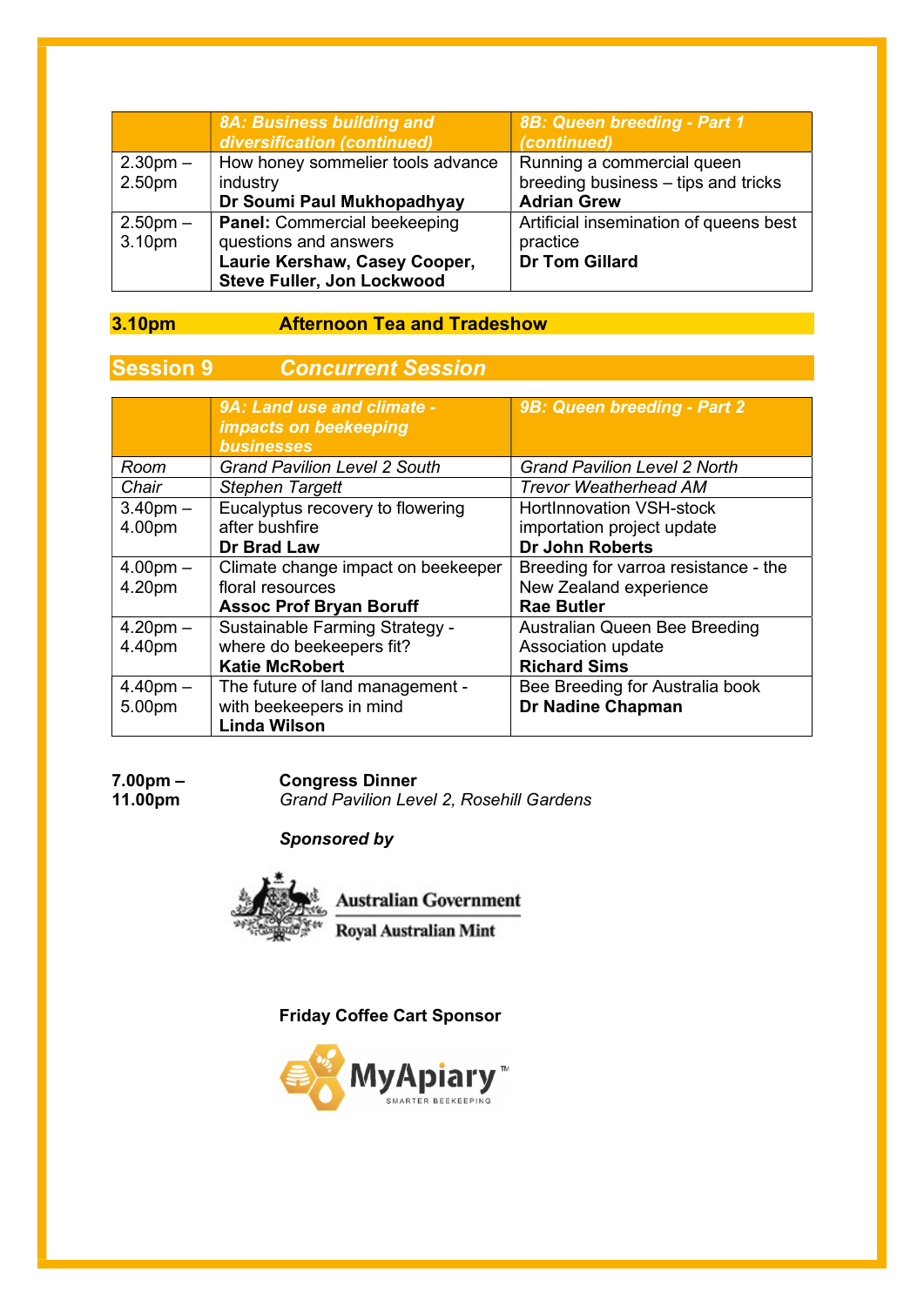| | *8A: Business building and diversification (continued)* | *8B: Queen breeding - Part 1 (continued)* |
|---|---|---|
| 2.30pm – 2.50pm | How honey sommelier tools advance industry **Dr Soumi Paul Mukhopadhyay** | Running a commercial queen breeding business – tips and tricks **Adrian Grew** |
| 2.50pm – 3.10pm | **Panel:** Commercial beekeeping questions and answers **Laurie Kershaw, Casey Cooper, Steve Fuller, Jon Lockwood** | Artificial insemination of queens best practice **Dr Tom Gillard** |

**3.10pm** **Afternoon Tea and Tradeshow**

## Session 9 *Concurrent Session*

| | *9A: Land use and climate - impacts on beekeeping businesses* | *9B: Queen breeding - Part 2* |
|---|---|---|
| *Room* | *Grand Pavilion Level 2 South* | *Grand Pavilion Level 2 North* |
| *Chair* | *Stephen Targett* | *Trevor Weatherhead AM* |
| 3.40pm – 4.00pm | Eucalyptus recovery to flowering after bushfire **Dr Brad Law** | HortInnovation VSH-stock importation project update **Dr John Roberts** |
| 4.00pm – 4.20pm | Climate change impact on beekeeper floral resources **Assoc Prof Bryan Boruff** | Breeding for varroa resistance - the New Zealand experience **Rae Butler** |
| 4.20pm – 4.40pm | Sustainable Farming Strategy - where do beekeepers fit? **Katie McRobert** | Australian Queen Bee Breeding Association update **Richard Sims** |
| 4.40pm – 5.00pm | The future of land management - with beekeepers in mind **Linda Wilson** | Bee Breeding for Australia book **Dr Nadine Chapman** |

**7.00pm – 11.00pm** **Congress Dinner**
*Grand Pavilion Level 2, Rosehill Gardens*

***Sponsored by***

Australian Government
Royal Australian Mint

**Friday Coffee Cart Sponsor**

MyApiary™
SMARTER BEEKEEPING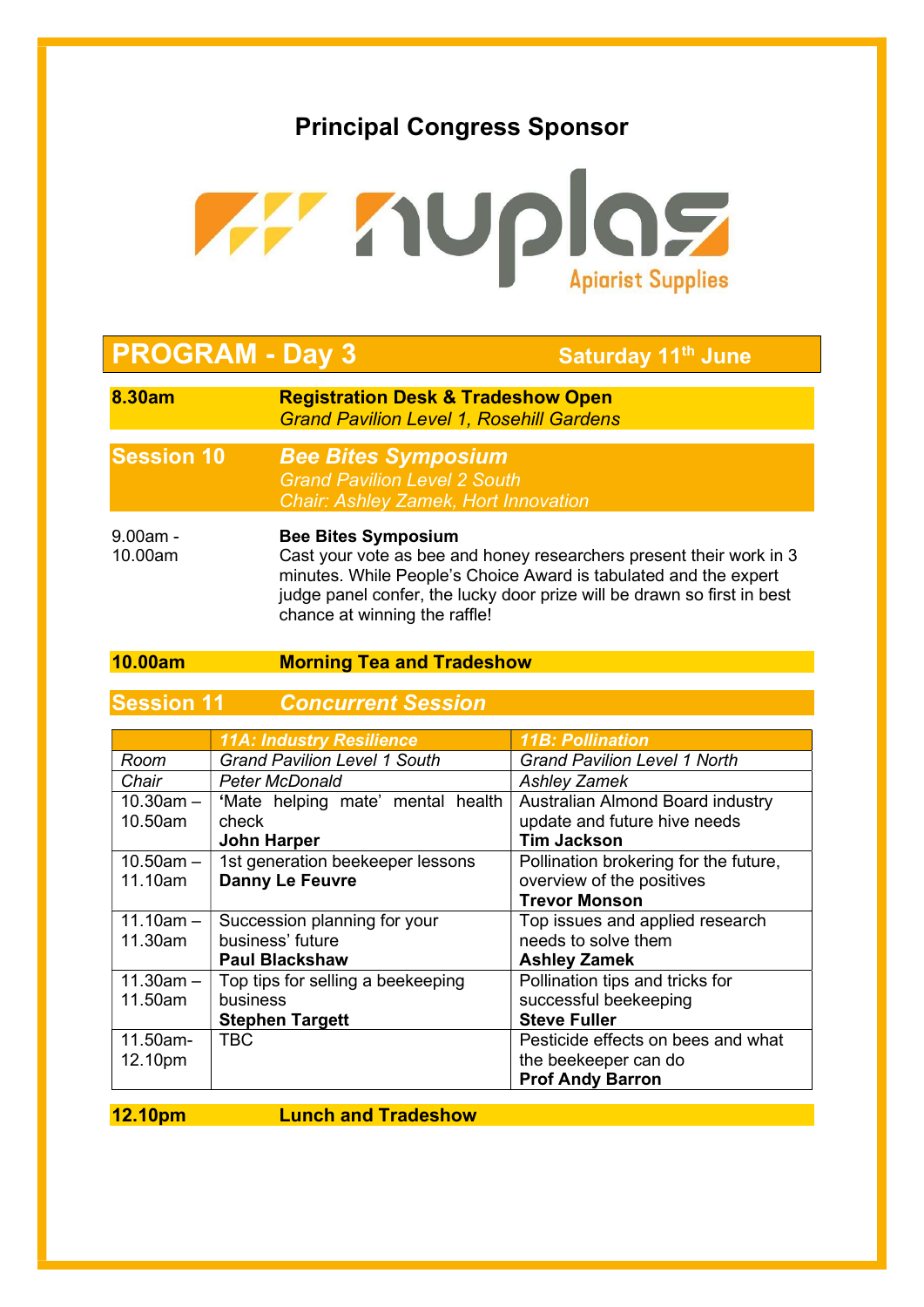## Principal Congress Sponsor

nuplas Apiarist Supplies

# PROGRAM - Day 3 — Saturday 11th June

**8.30am** — **Registration Desk & Tradeshow Open**
*Grand Pavilion Level 1, Rosehill Gardens*

## Session 10 — *Bee Bites Symposium*

*Grand Pavilion Level 2 South*
*Chair: Ashley Zamek, Hort Innovation*

**9.00am - 10.00am** — **Bee Bites Symposium**
Cast your vote as bee and honey researchers present their work in 3 minutes. While People's Choice Award is tabulated and the expert judge panel confer, the lucky door prize will be drawn so first in best chance at winning the raffle!

**10.00am** — **Morning Tea and Tradeshow**

## Session 11 — *Concurrent Session*

| | *11A: Industry Resilience* | *11B: Pollination* |
|---|---|---|
| *Room* | *Grand Pavilion Level 1 South* | *Grand Pavilion Level 1 North* |
| *Chair* | *Peter McDonald* | *Ashley Zamek* |
| 10.30am – 10.50am | 'Mate helping mate' mental health check **John Harper** | Australian Almond Board industry update and future hive needs **Tim Jackson** |
| 10.50am – 11.10am | 1st generation beekeeper lessons **Danny Le Feuvre** | Pollination brokering for the future, overview of the positives **Trevor Monson** |
| 11.10am – 11.30am | Succession planning for your business' future **Paul Blackshaw** | Top issues and applied research needs to solve them **Ashley Zamek** |
| 11.30am – 11.50am | Top tips for selling a beekeeping business **Stephen Targett** | Pollination tips and tricks for successful beekeeping **Steve Fuller** |
| 11.50am-12.10pm | TBC | Pesticide effects on bees and what the beekeeper can do **Prof Andy Barron** |

**12.10pm** — **Lunch and Tradeshow**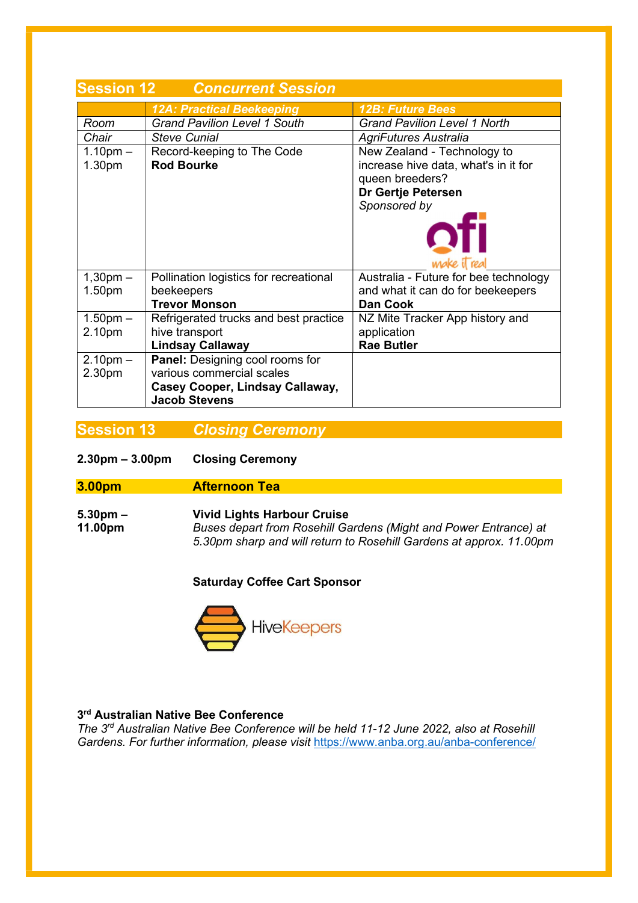## Session 12 *Concurrent Session*

| | *12A: Practical Beekeeping* | *12B: Future Bees* |
|---|---|---|
| *Room* | *Grand Pavilion Level 1 South* | *Grand Pavilion Level 1 North* |
| *Chair* | *Steve Cunial* | *AgriFutures Australia* |
| 1.10pm – 1.30pm | Record-keeping to The Code **Rod Bourke** | New Zealand - Technology to increase hive data, what's in it for queen breeders? **Dr Gertje Petersen** *Sponsored by* ofi make it real |
| 1,30pm – 1.50pm | Pollination logistics for recreational beekeepers **Trevor Monson** | Australia - Future for bee technology and what it can do for beekeepers **Dan Cook** |
| 1.50pm – 2.10pm | Refrigerated trucks and best practice hive transport **Lindsay Callaway** | NZ Mite Tracker App history and application **Rae Butler** |
| 2.10pm – 2.30pm | **Panel:** Designing cool rooms for various commercial scales **Casey Cooper, Lindsay Callaway, Jacob Stevens** | |

## Session 13 *Closing Ceremony*

**2.30pm – 3.00pm** **Closing Ceremony**

**3.00pm** **Afternoon Tea**

**5.30pm – 11.00pm** **Vivid Lights Harbour Cruise**
*Buses depart from Rosehill Gardens (Might and Power Entrance) at 5.30pm sharp and will return to Rosehill Gardens at approx. 11.00pm*

**Saturday Coffee Cart Sponsor**

HiveKeepers

**3rd Australian Native Bee Conference**
*The 3rd Australian Native Bee Conference will be held 11-12 June 2022, also at Rosehill Gardens. For further information, please visit* https://www.anba.org.au/anba-conference/